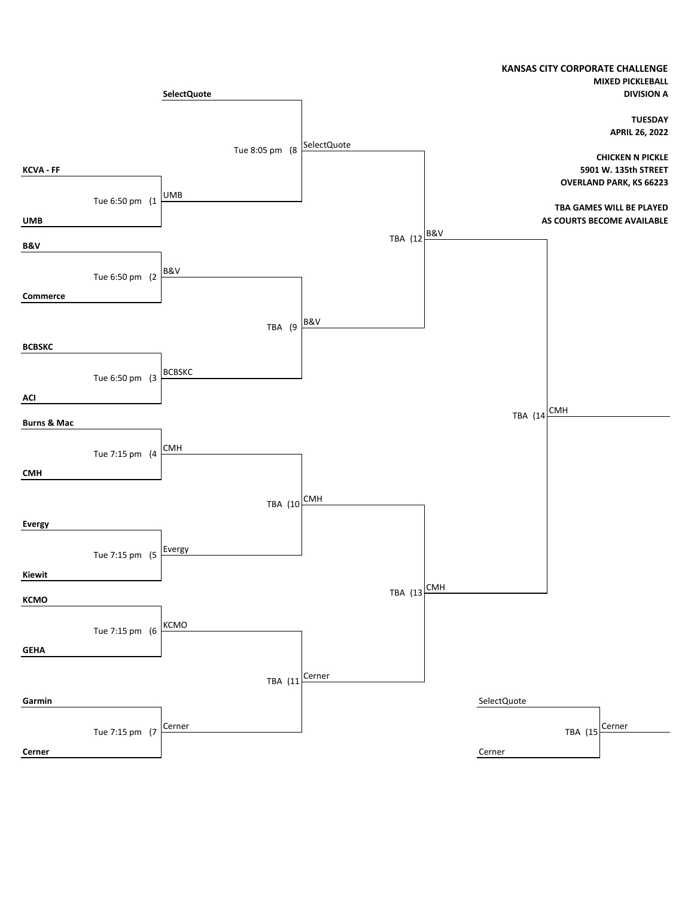**KANSAS CITY CORPORATE CHALLENGE**
**MIXED PICKLEBALL**
**DIVISION A**

**TUESDAY**
**APRIL 26, 2022**

**CHICKEN N PICKLE**
**5901 W. 135th STREET**
**OVERLAND PARK, KS 66223**

**TBA GAMES WILL BE PLAYED AS COURTS BECOME AVAILABLE**

## First Round

| Game | Time | Team 1 | Team 2 | Winner |
|---|---|---|---|---|
| 1 | Tue 6:50 pm | KCVA - FF | UMB | UMB |
| 2 | Tue 6:50 pm | B&V | Commerce | B&V |
| 3 | Tue 6:50 pm | BCBSKC | ACI | BCBSKC |
| 4 | Tue 7:15 pm | Burns & Mac | CMH | CMH |
| 5 | Tue 7:15 pm | Evergy | Kiewit | Evergy |
| 6 | Tue 7:15 pm | KCMO | GEHA | KCMO |
| 7 | Tue 7:15 pm | Garmin | Cerner | Cerner |

## Second Round

| Game | Time | Team 1 | Team 2 | Winner |
|---|---|---|---|---|
| 8 | Tue 8:05 pm | SelectQuote | UMB | SelectQuote |
| 9 | TBA | B&V | BCBSKC | B&V |
| 10 | TBA | CMH | Evergy | CMH |
| 11 | TBA | KCMO | Cerner | Cerner |

## Semifinals

| Game | Time | Team 1 | Team 2 | Winner |
|---|---|---|---|---|
| 12 | TBA | SelectQuote | B&V | B&V |
| 13 | TBA | CMH | Cerner | CMH |

## Final

| Game | Time | Team 1 | Team 2 | Winner |
|---|---|---|---|---|
| 14 | TBA | B&V | CMH | CMH |

## Third Place

| Game | Time | Team 1 | Team 2 | Winner |
|---|---|---|---|---|
| 15 | TBA | SelectQuote | Cerner | Cerner |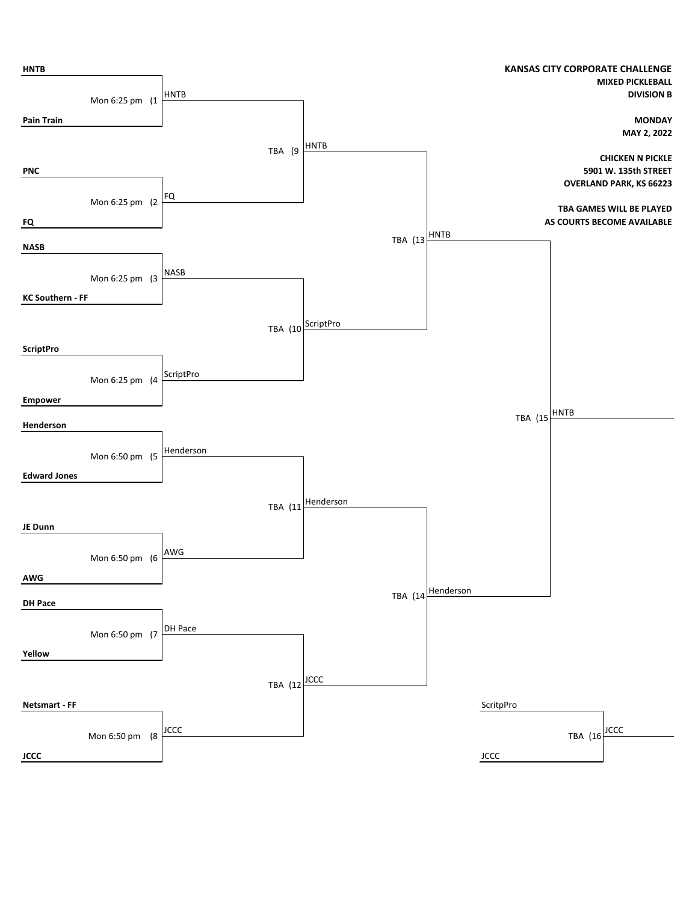**KANSAS CITY CORPORATE CHALLENGE**
**MIXED PICKLEBALL**
**DIVISION B**

**MONDAY**
**MAY 2, 2022**

**CHICKEN N PICKLE**
**5901 W. 135th STREET**
**OVERLAND PARK, KS 66223**

**TBA GAMES WILL BE PLAYED AS COURTS BECOME AVAILABLE**

| Game | Time | Team 1 | Team 2 | Winner |
|---|---|---|---|---|
| (1 | Mon 6:25 pm | **HNTB** | **Pain Train** | HNTB |
| (2 | Mon 6:25 pm | **PNC** | **FQ** | FQ |
| (3 | Mon 6:25 pm | **NASB** | **KC Southern - FF** | NASB |
| (4 | Mon 6:25 pm | **ScriptPro** | **Empower** | ScriptPro |
| (5 | Mon 6:50 pm | **Henderson** | **Edward Jones** | Henderson |
| (6 | Mon 6:50 pm | **JE Dunn** | **AWG** | AWG |
| (7 | Mon 6:50 pm | **DH Pace** | **Yellow** | DH Pace |
| (8 | Mon 6:50 pm | **Netsmart - FF** | **JCCC** | JCCC |
| (9 | TBA | HNTB | FQ | HNTB |
| (10 | TBA | NASB | ScriptPro | ScriptPro |
| (11 | TBA | Henderson | AWG | Henderson |
| (12 | TBA | DH Pace | JCCC | JCCC |
| (13 | TBA | HNTB | ScriptPro | HNTB |
| (14 | TBA | Henderson | JCCC | Henderson |
| (15 | TBA | HNTB | Henderson | HNTB |
| (16 | TBA | ScritpPro | JCCC | JCCC |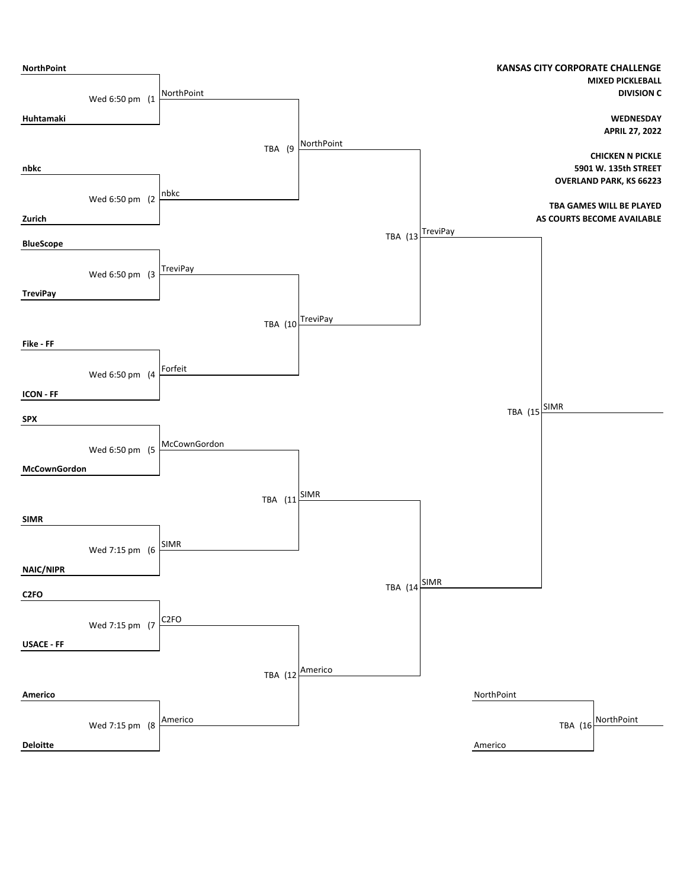**KANSAS CITY CORPORATE CHALLENGE**
**MIXED PICKLEBALL**
**DIVISION C**

**WEDNESDAY**
**APRIL 27, 2022**

**CHICKEN N PICKLE**
**5901 W. 135th STREET**
**OVERLAND PARK, KS 66223**

**TBA GAMES WILL BE PLAYED AS COURTS BECOME AVAILABLE**

## First Round

| Game | Time | Team 1 | Team 2 | Winner |
|---|---|---|---|---|
| (1 | Wed 6:50 pm | **NorthPoint** | **Huhtamaki** | NorthPoint |
| (2 | Wed 6:50 pm | **nbkc** | **Zurich** | nbkc |
| (3 | Wed 6:50 pm | **BlueScope** | **TreviPay** | TreviPay |
| (4 | Wed 6:50 pm | **Fike - FF** | **ICON - FF** | Forfeit |
| (5 | Wed 6:50 pm | **SPX** | **McCownGordon** | McCownGordon |
| (6 | Wed 7:15 pm | **SIMR** | **NAIC/NIPR** | SIMR |
| (7 | Wed 7:15 pm | **C2FO** | **USACE - FF** | C2FO |
| (8 | Wed 7:15 pm | **Americo** | **Deloitte** | Americo |

## Second Round

| Game | Time | Team 1 | Team 2 | Winner |
|---|---|---|---|---|
| (9 | TBA | NorthPoint | nbkc | NorthPoint |
| (10 | TBA | TreviPay | Forfeit | TreviPay |
| (11 | TBA | McCownGordon | SIMR | SIMR |
| (12 | TBA | C2FO | Americo | Americo |

## Semifinals

| Game | Time | Team 1 | Team 2 | Winner |
|---|---|---|---|---|
| (13 | TBA | NorthPoint | TreviPay | TreviPay |
| (14 | TBA | SIMR | Americo | SIMR |

## Final

| Game | Time | Team 1 | Team 2 | Winner |
|---|---|---|---|---|
| (15 | TBA | TreviPay | SIMR | SIMR |

## Third Place

| Game | Time | Team 1 | Team 2 | Winner |
|---|---|---|---|---|
| (16 | TBA | NorthPoint | Americo | NorthPoint |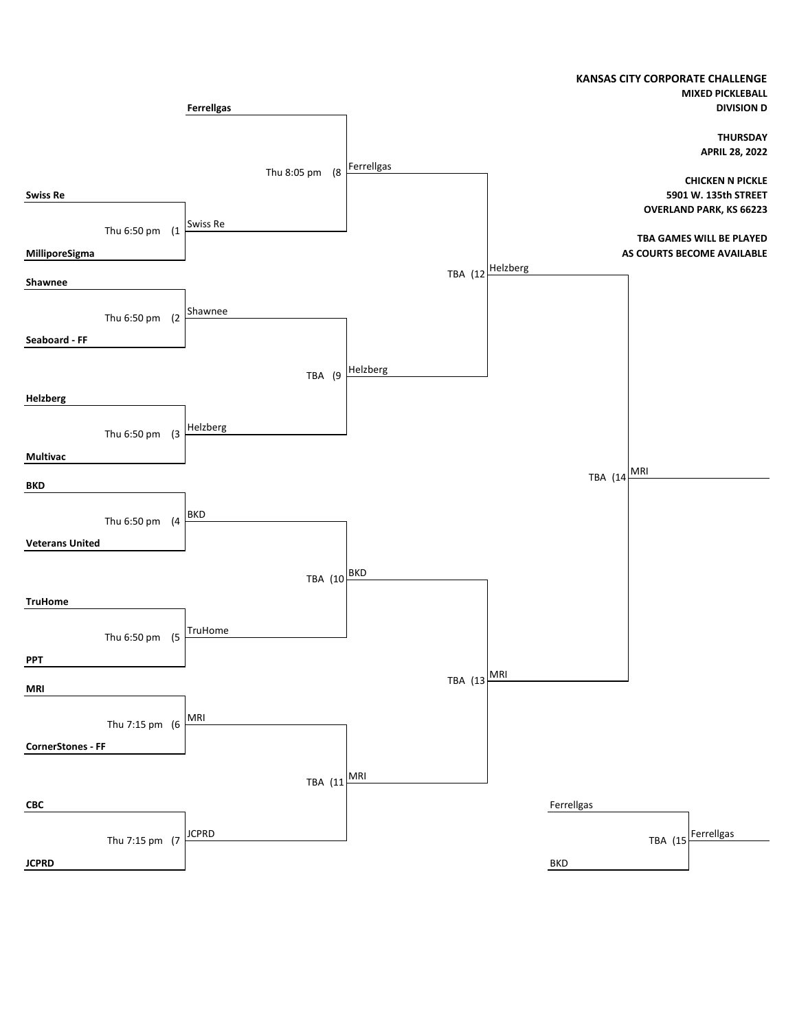**KANSAS CITY CORPORATE CHALLENGE**
**MIXED PICKLEBALL**
**DIVISION D**

**THURSDAY**
**APRIL 28, 2022**

**CHICKEN N PICKLE**
**5901 W. 135th STREET**
**OVERLAND PARK, KS 66223**

**TBA GAMES WILL BE PLAYED AS COURTS BECOME AVAILABLE**

## Round 1

| Game | Time | Team 1 | Team 2 | Winner |
|---|---|---|---|---|
| (1 | Thu 6:50 pm | **Swiss Re** | **MilliporeSigma** | Swiss Re |
| (2 | Thu 6:50 pm | **Shawnee** | **Seaboard - FF** | Shawnee |
| (3 | Thu 6:50 pm | **Helzberg** | **Multivac** | Helzberg |
| (4 | Thu 6:50 pm | **BKD** | **Veterans United** | BKD |
| (5 | Thu 6:50 pm | **TruHome** | **PPT** | TruHome |
| (6 | Thu 7:15 pm | **MRI** | **CornerStones - FF** | MRI |
| (7 | Thu 7:15 pm | **CBC** | **JCPRD** | JCPRD |

## Round 2

| Game | Time | Team 1 | Team 2 | Winner |
|---|---|---|---|---|
| (8 | Thu 8:05 pm | **Ferrellgas** | Swiss Re | Ferrellgas |
| (9 | TBA | Shawnee | Helzberg | Helzberg |
| (10 | TBA | BKD | TruHome | BKD |
| (11 | TBA | MRI | JCPRD | MRI |

## Semifinals

| Game | Time | Team 1 | Team 2 | Winner |
|---|---|---|---|---|
| (12 | TBA | Ferrellgas | Helzberg | Helzberg |
| (13 | TBA | BKD | MRI | MRI |

## Final

| Game | Time | Team 1 | Team 2 | Winner |
|---|---|---|---|---|
| (14 | TBA | Helzberg | MRI | MRI |

## Third Place

| Game | Time | Team 1 | Team 2 | Winner |
|---|---|---|---|---|
| (15 | TBA | Ferrellgas | BKD | Ferrellgas |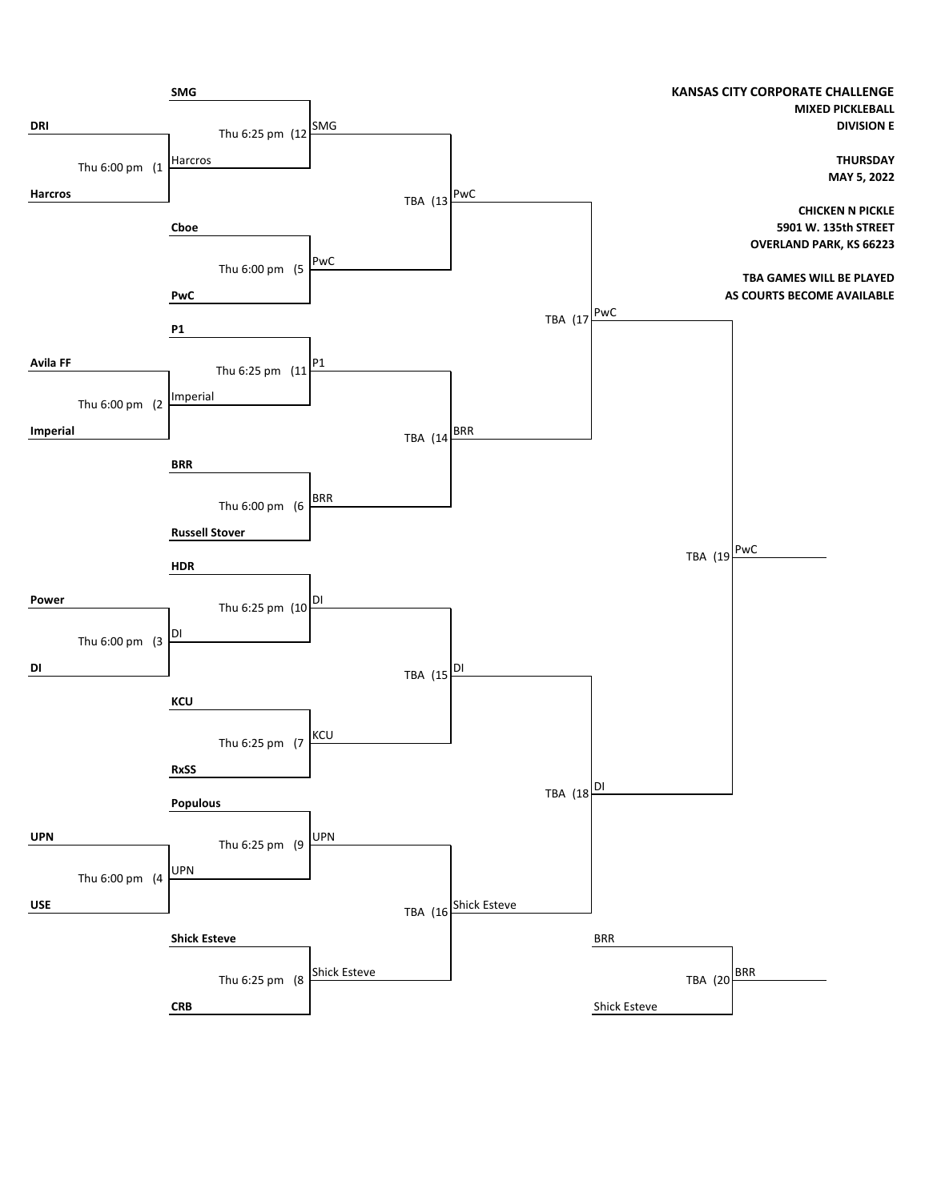**KANSAS CITY CORPORATE CHALLENGE**

**MIXED PICKLEBALL**

**DIVISION E**

**THURSDAY**

**MAY 5, 2022**

**CHICKEN N PICKLE**

**5901 W. 135th STREET**

**OVERLAND PARK, KS 66223**

**TBA GAMES WILL BE PLAYED AS COURTS BECOME AVAILABLE**

| Game | Time | Team 1 | Team 2 | Winner |
|---|---|---|---|---|
| 1 | Thu 6:00 pm | DRI | Harcros | Harcros |
| 2 | Thu 6:00 pm | Avila FF | Imperial | Imperial |
| 3 | Thu 6:00 pm | Power | DI | DI |
| 4 | Thu 6:00 pm | UPN | USE | UPN |
| 5 | Thu 6:00 pm | Cboe | PwC | PwC |
| 6 | Thu 6:00 pm | BRR | Russell Stover | BRR |
| 7 | Thu 6:25 pm | KCU | RxSS | KCU |
| 8 | Thu 6:25 pm | Shick Esteve | CRB | Shick Esteve |
| 9 | Thu 6:25 pm | Populous | UPN | UPN |
| 10 | Thu 6:25 pm | HDR | DI | DI |
| 11 | Thu 6:25 pm | P1 | Imperial | P1 |
| 12 | Thu 6:25 pm | SMG | Harcros | SMG |
| 13 | TBA | SMG | PwC | PwC |
| 14 | TBA | P1 | BRR | BRR |
| 15 | TBA | DI | KCU | DI |
| 16 | TBA | UPN | Shick Esteve | Shick Esteve |
| 17 | TBA | PwC | BRR | PwC |
| 18 | TBA | DI | Shick Esteve | DI |
| 19 | TBA | PwC | DI | PwC |
| 20 | TBA | BRR | Shick Esteve | BRR |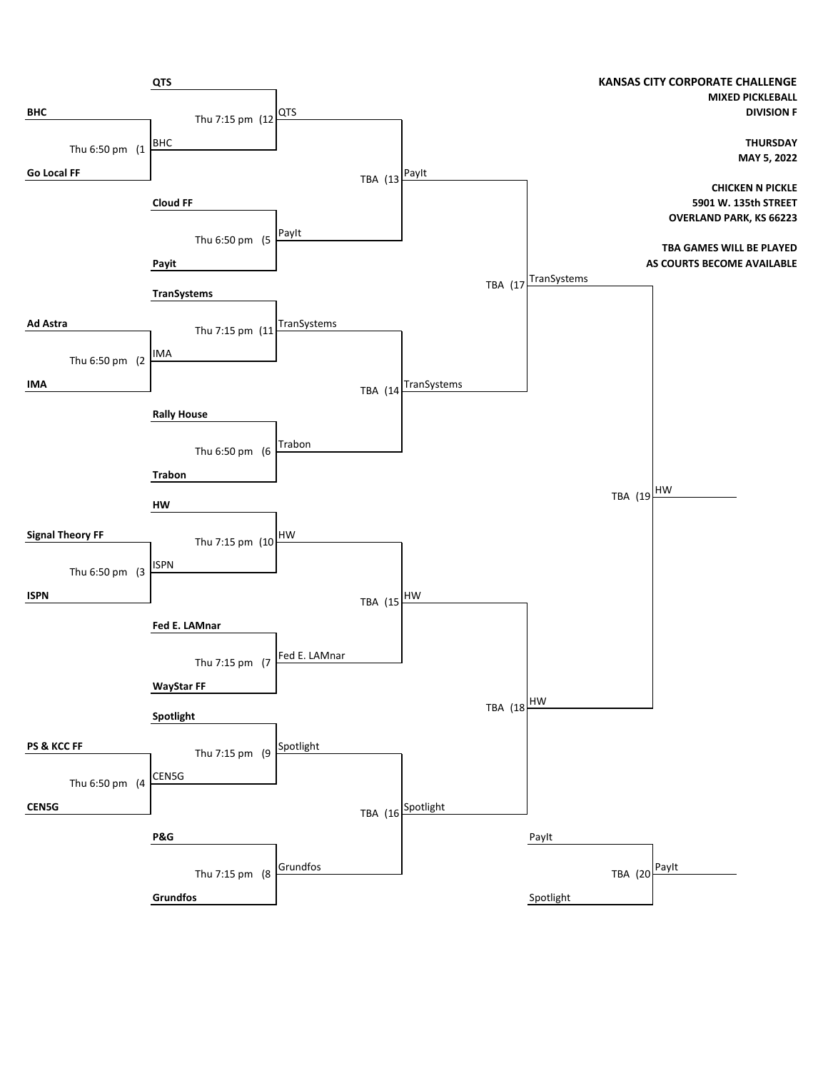**KANSAS CITY CORPORATE CHALLENGE**
**MIXED PICKLEBALL**
**DIVISION F**

**THURSDAY**
**MAY 5, 2022**

**CHICKEN N PICKLE**
**5901 W. 135th STREET**
**OVERLAND PARK, KS 66223**

**TBA GAMES WILL BE PLAYED AS COURTS BECOME AVAILABLE**

| Game | Time | Team 1 | Team 2 | Winner |
|---|---|---|---|---|
| (1 | Thu 6:50 pm | **BHC** | **Go Local FF** | BHC |
| (2 | Thu 6:50 pm | **Ad Astra** | **IMA** | IMA |
| (3 | Thu 6:50 pm | **Signal Theory FF** | **ISPN** | ISPN |
| (4 | Thu 6:50 pm | **PS & KCC FF** | **CEN5G** | CEN5G |
| (5 | Thu 6:50 pm | **Cloud FF** | **Payit** | PayIt |
| (6 | Thu 6:50 pm | **Rally House** | **Trabon** | Trabon |
| (7 | Thu 7:15 pm | **Fed E. LAMnar** | **WayStar FF** | Fed E. LAMnar |
| (8 | Thu 7:15 pm | **P&G** | **Grundfos** | Grundfos |
| (9 | Thu 7:15 pm | **Spotlight** | CEN5G | Spotlight |
| (10 | Thu 7:15 pm | **HW** | ISPN | HW |
| (11 | Thu 7:15 pm | **TranSystems** | IMA | TranSystems |
| (12 | Thu 7:15 pm | **QTS** | BHC | QTS |
| (13 | TBA | QTS | PayIt | PayIt |
| (14 | TBA | TranSystems | Trabon | TranSystems |
| (15 | TBA | HW | Fed E. LAMnar | HW |
| (16 | TBA | Spotlight | Grundfos | Spotlight |
| (17 | TBA | PayIt | TranSystems | TranSystems |
| (18 | TBA | HW | Spotlight | HW |
| (19 | TBA | TranSystems | HW | HW |
| (20 | TBA | PayIt | Spotlight | PayIt |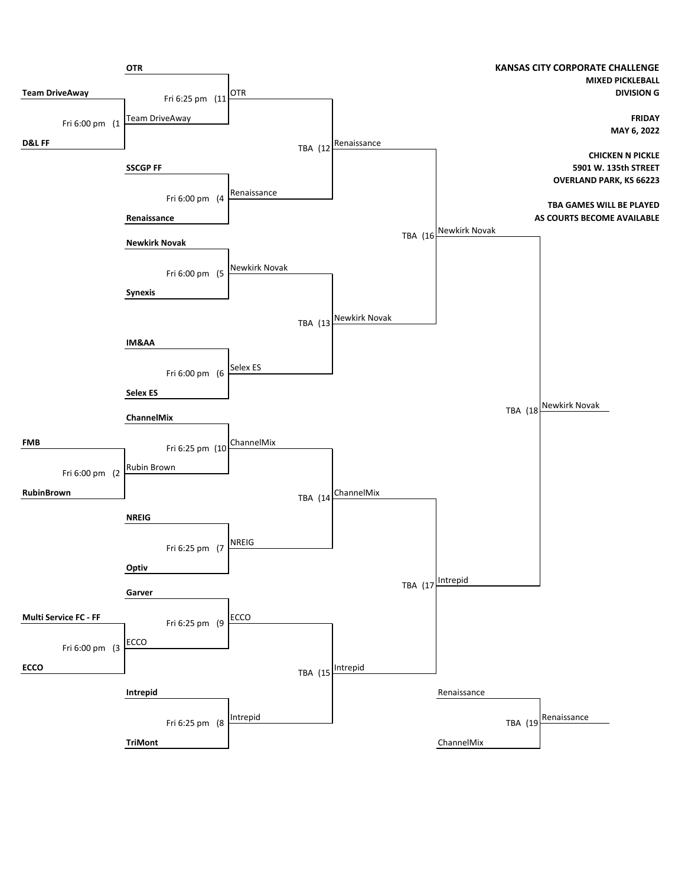**KANSAS CITY CORPORATE CHALLENGE**
**MIXED PICKLEBALL**
**DIVISION G**

**FRIDAY**
**MAY 6, 2022**

**CHICKEN N PICKLE**
**5901 W. 135th STREET**
**OVERLAND PARK, KS 66223**

**TBA GAMES WILL BE PLAYED AS COURTS BECOME AVAILABLE**

**OTR**

**Team DriveAway**

Fri 6:25 pm (11

OTR

Fri 6:00 pm (1

Team DriveAway

**D&L FF**

TBA (12

Renaissance

**SSCGP FF**

Fri 6:00 pm (4

Renaissance

**Renaissance**

TBA (16

Newkirk Novak

**Newkirk Novak**

Fri 6:00 pm (5

Newkirk Novak

**Synexis**

TBA (13

Newkirk Novak

**IM&AA**

Fri 6:00 pm (6

Selex ES

**Selex ES**

TBA (18

Newkirk Novak

**ChannelMix**

**FMB**

Fri 6:25 pm (10

ChannelMix

Fri 6:00 pm (2

Rubin Brown

**RubinBrown**

TBA (14

ChannelMix

**NREIG**

Fri 6:25 pm (7

NREIG

**Optiv**

TBA (17

Intrepid

**Garver**

**Multi Service FC - FF**

Fri 6:25 pm (9

ECCO

Fri 6:00 pm (3

ECCO

**ECCO**

TBA (15

Intrepid

**Intrepid**

Fri 6:25 pm (8

Intrepid

**TriMont**

Renaissance

TBA (19

Renaissance

ChannelMix